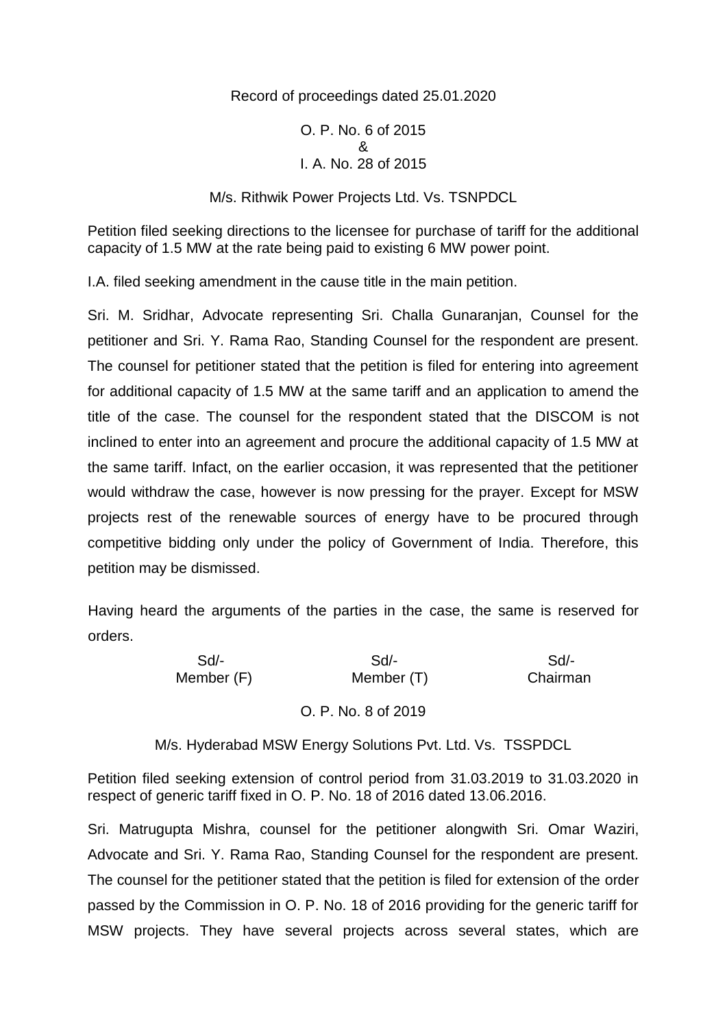Record of proceedings dated 25.01.2020

O. P. No. 6 of 2015
&
I. A. No. 28 of 2015

M/s. Rithwik Power Projects Ltd. Vs. TSNPDCL

Petition filed seeking directions to the licensee for purchase of tariff for the additional capacity of 1.5 MW at the rate being paid to existing 6 MW power point.

I.A. filed seeking amendment in the cause title in the main petition.

Sri. M. Sridhar, Advocate representing Sri. Challa Gunaranjan, Counsel for the petitioner and Sri. Y. Rama Rao, Standing Counsel for the respondent are present. The counsel for petitioner stated that the petition is filed for entering into agreement for additional capacity of 1.5 MW at the same tariff and an application to amend the title of the case. The counsel for the respondent stated that the DISCOM is not inclined to enter into an agreement and procure the additional capacity of 1.5 MW at the same tariff. Infact, on the earlier occasion, it was represented that the petitioner would withdraw the case, however is now pressing for the prayer. Except for MSW projects rest of the renewable sources of energy have to be procured through competitive bidding only under the policy of Government of India. Therefore, this petition may be dismissed.

Having heard the arguments of the parties in the case, the same is reserved for orders.

| Sd/- | Sd/- | Sd/- |
|---|---|---|
| Member (F) | Member (T) | Chairman |

O. P. No. 8 of 2019

M/s. Hyderabad MSW Energy Solutions Pvt. Ltd. Vs. TSSPDCL

Petition filed seeking extension of control period from 31.03.2019 to 31.03.2020 in respect of generic tariff fixed in O. P. No. 18 of 2016 dated 13.06.2016.

Sri. Matrugupta Mishra, counsel for the petitioner alongwith Sri. Omar Waziri, Advocate and Sri. Y. Rama Rao, Standing Counsel for the respondent are present. The counsel for the petitioner stated that the petition is filed for extension of the order passed by the Commission in O. P. No. 18 of 2016 providing for the generic tariff for MSW projects. They have several projects across several states, which are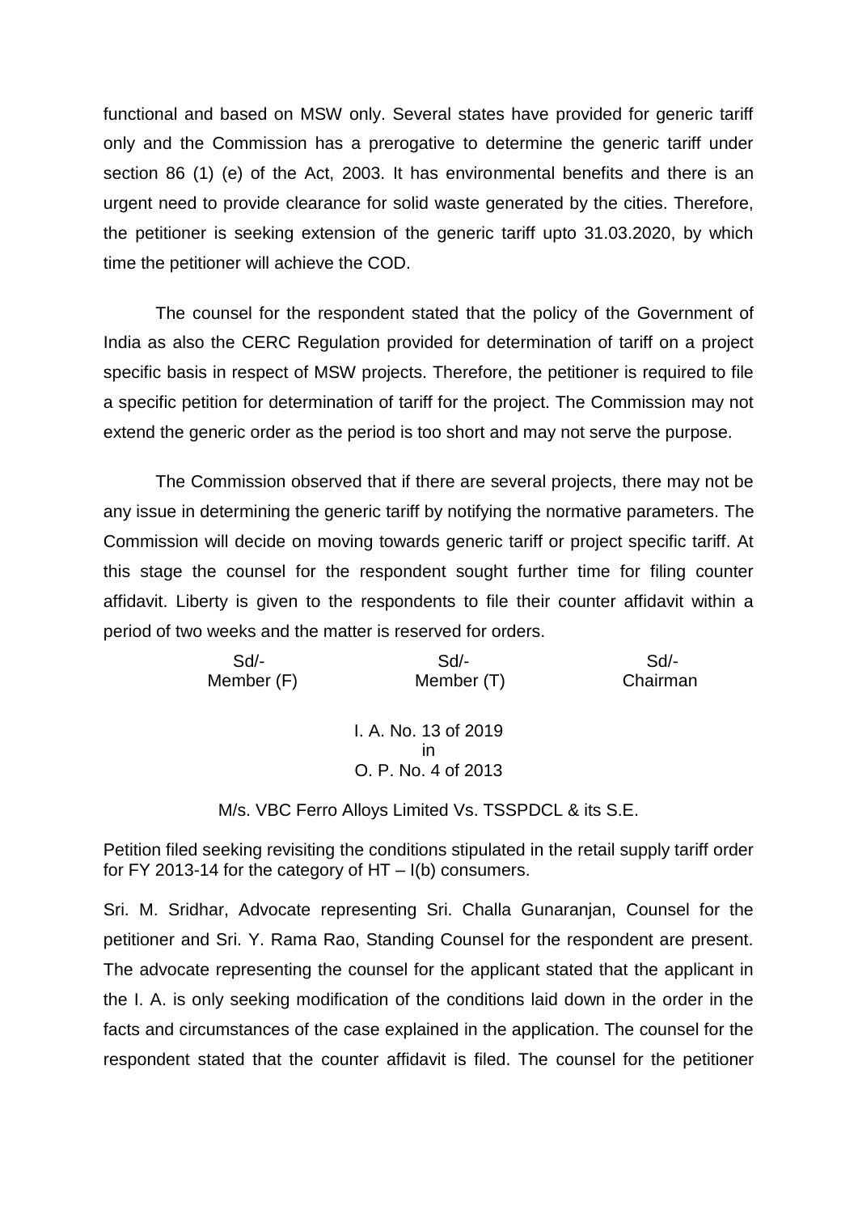functional and based on MSW only. Several states have provided for generic tariff only and the Commission has a prerogative to determine the generic tariff under section 86 (1) (e) of the Act, 2003. It has environmental benefits and there is an urgent need to provide clearance for solid waste generated by the cities. Therefore, the petitioner is seeking extension of the generic tariff upto 31.03.2020, by which time the petitioner will achieve the COD.

The counsel for the respondent stated that the policy of the Government of India as also the CERC Regulation provided for determination of tariff on a project specific basis in respect of MSW projects. Therefore, the petitioner is required to file a specific petition for determination of tariff for the project. The Commission may not extend the generic order as the period is too short and may not serve the purpose.

The Commission observed that if there are several projects, there may not be any issue in determining the generic tariff by notifying the normative parameters. The Commission will decide on moving towards generic tariff or project specific tariff. At this stage the counsel for the respondent sought further time for filing counter affidavit. Liberty is given to the respondents to file their counter affidavit within a period of two weeks and the matter is reserved for orders.

| Sd/- | Sd/- | Sd/- |
|---|---|---|
| Member (F) | Member (T) | Chairman |

I. A. No. 13 of 2019
in
O. P. No. 4 of 2013

M/s. VBC Ferro Alloys Limited Vs. TSSPDCL & its S.E.

Petition filed seeking revisiting the conditions stipulated in the retail supply tariff order for FY 2013-14 for the category of HT – I(b) consumers.

Sri. M. Sridhar, Advocate representing Sri. Challa Gunaranjan, Counsel for the petitioner and Sri. Y. Rama Rao, Standing Counsel for the respondent are present. The advocate representing the counsel for the applicant stated that the applicant in the I. A. is only seeking modification of the conditions laid down in the order in the facts and circumstances of the case explained in the application. The counsel for the respondent stated that the counter affidavit is filed. The counsel for the petitioner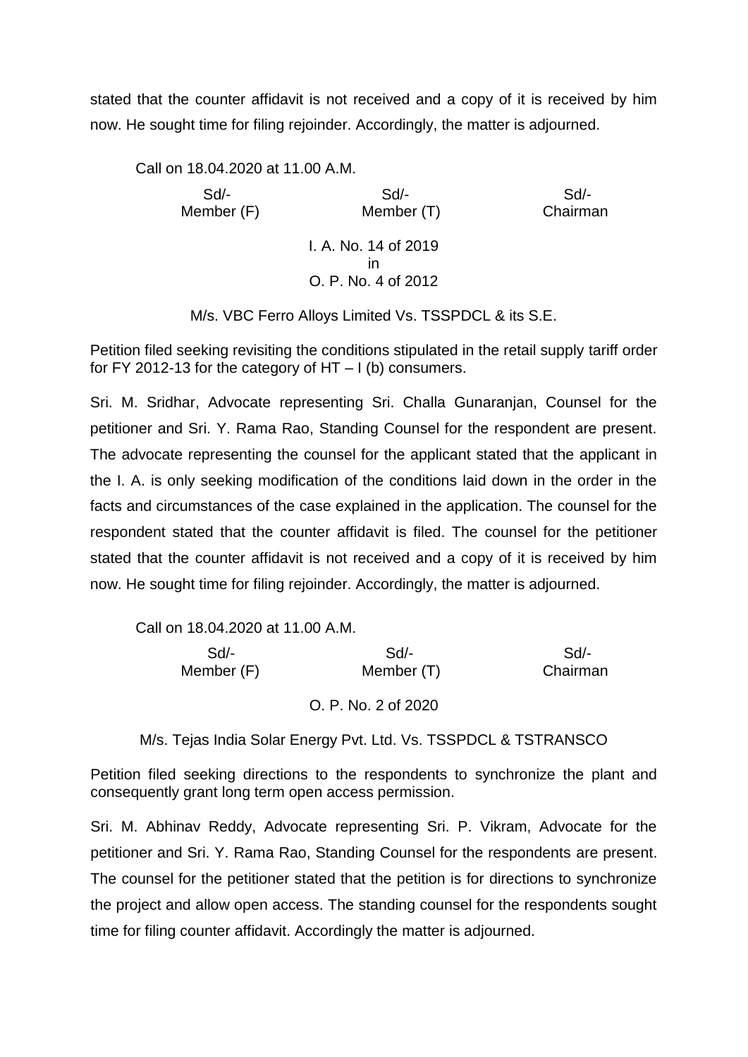stated that the counter affidavit is not received and a copy of it is received by him now. He sought time for filing rejoinder. Accordingly, the matter is adjourned.

Call on 18.04.2020 at 11.00 A.M.

| Sd/- | Sd/- | Sd/- |
|---|---|---|
| Member (F) | Member (T) | Chairman |

I. A. No. 14 of 2019
in
O. P. No. 4 of 2012

M/s. VBC Ferro Alloys Limited Vs. TSSPDCL & its S.E.

Petition filed seeking revisiting the conditions stipulated in the retail supply tariff order for FY 2012-13 for the category of HT – I (b) consumers.

Sri. M. Sridhar, Advocate representing Sri. Challa Gunaranjan, Counsel for the petitioner and Sri. Y. Rama Rao, Standing Counsel for the respondent are present. The advocate representing the counsel for the applicant stated that the applicant in the I. A. is only seeking modification of the conditions laid down in the order in the facts and circumstances of the case explained in the application. The counsel for the respondent stated that the counter affidavit is filed. The counsel for the petitioner stated that the counter affidavit is not received and a copy of it is received by him now. He sought time for filing rejoinder. Accordingly, the matter is adjourned.

Call on 18.04.2020 at 11.00 A.M.

| Sd/- | Sd/- | Sd/- |
|---|---|---|
| Member (F) | Member (T) | Chairman |

O. P. No. 2 of 2020

M/s. Tejas India Solar Energy Pvt. Ltd. Vs. TSSPDCL & TSTRANSCO

Petition filed seeking directions to the respondents to synchronize the plant and consequently grant long term open access permission.

Sri. M. Abhinav Reddy, Advocate representing Sri. P. Vikram, Advocate for the petitioner and Sri. Y. Rama Rao, Standing Counsel for the respondents are present. The counsel for the petitioner stated that the petition is for directions to synchronize the project and allow open access. The standing counsel for the respondents sought time for filing counter affidavit. Accordingly the matter is adjourned.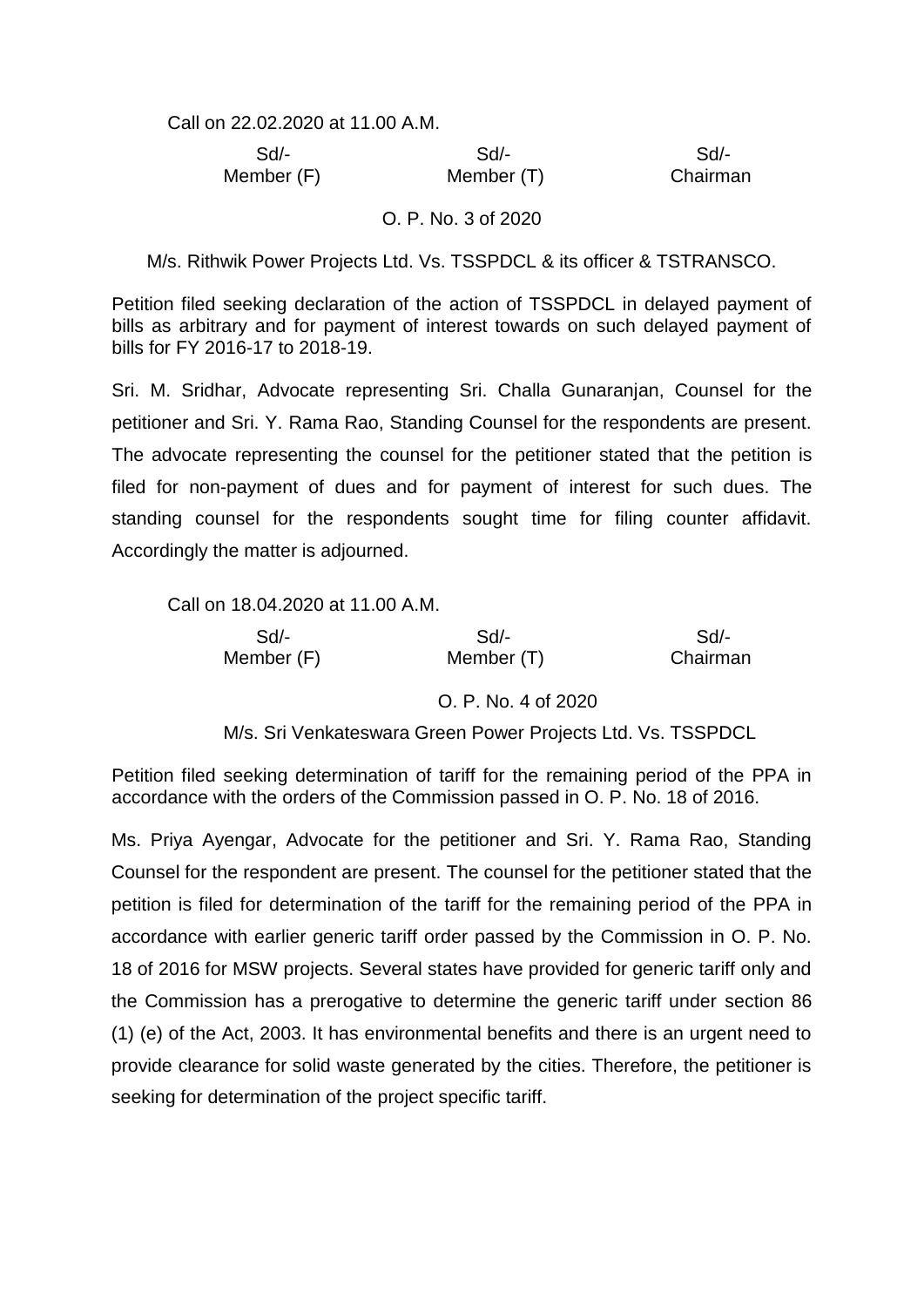Call on 22.02.2020 at 11.00 A.M.

| Sd/- | Sd/- | Sd/- |
|---|---|---|
| Member (F) | Member (T) | Chairman |

O. P. No. 3 of 2020

M/s. Rithwik Power Projects Ltd. Vs. TSSPDCL & its officer & TSTRANSCO.

Petition filed seeking declaration of the action of TSSPDCL in delayed payment of bills as arbitrary and for payment of interest towards on such delayed payment of bills for FY 2016-17 to 2018-19.

Sri. M. Sridhar, Advocate representing Sri. Challa Gunaranjan, Counsel for the petitioner and Sri. Y. Rama Rao, Standing Counsel for the respondents are present. The advocate representing the counsel for the petitioner stated that the petition is filed for non-payment of dues and for payment of interest for such dues. The standing counsel for the respondents sought time for filing counter affidavit. Accordingly the matter is adjourned.

Call on 18.04.2020 at 11.00 A.M.

| Sd/- | Sd/- | Sd/- |
|---|---|---|
| Member (F) | Member (T) | Chairman |

O. P. No. 4 of 2020

M/s. Sri Venkateswara Green Power Projects Ltd. Vs. TSSPDCL

Petition filed seeking determination of tariff for the remaining period of the PPA in accordance with the orders of the Commission passed in O. P. No. 18 of 2016.

Ms. Priya Ayengar, Advocate for the petitioner and Sri. Y. Rama Rao, Standing Counsel for the respondent are present. The counsel for the petitioner stated that the petition is filed for determination of the tariff for the remaining period of the PPA in accordance with earlier generic tariff order passed by the Commission in O. P. No. 18 of 2016 for MSW projects. Several states have provided for generic tariff only and the Commission has a prerogative to determine the generic tariff under section 86 (1) (e) of the Act, 2003. It has environmental benefits and there is an urgent need to provide clearance for solid waste generated by the cities. Therefore, the petitioner is seeking for determination of the project specific tariff.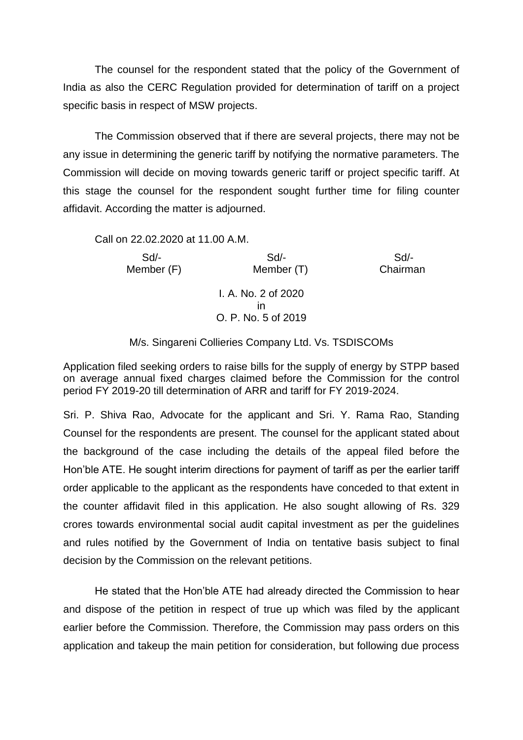The counsel for the respondent stated that the policy of the Government of India as also the CERC Regulation provided for determination of tariff on a project specific basis in respect of MSW projects.

The Commission observed that if there are several projects, there may not be any issue in determining the generic tariff by notifying the normative parameters. The Commission will decide on moving towards generic tariff or project specific tariff. At this stage the counsel for the respondent sought further time for filing counter affidavit. According the matter is adjourned.

Call on 22.02.2020 at 11.00 A.M.

| Sd/- | Sd/- | Sd/- |
|---|---|---|
| Member (F) | Member (T) | Chairman |

I. A. No. 2 of 2020
in
O. P. No. 5 of 2019

M/s. Singareni Collieries Company Ltd. Vs. TSDISCOMs

Application filed seeking orders to raise bills for the supply of energy by STPP based on average annual fixed charges claimed before the Commission for the control period FY 2019-20 till determination of ARR and tariff for FY 2019-2024.

Sri. P. Shiva Rao, Advocate for the applicant and Sri. Y. Rama Rao, Standing Counsel for the respondents are present. The counsel for the applicant stated about the background of the case including the details of the appeal filed before the Hon'ble ATE. He sought interim directions for payment of tariff as per the earlier tariff order applicable to the applicant as the respondents have conceded to that extent in the counter affidavit filed in this application. He also sought allowing of Rs. 329 crores towards environmental social audit capital investment as per the guidelines and rules notified by the Government of India on tentative basis subject to final decision by the Commission on the relevant petitions.

He stated that the Hon'ble ATE had already directed the Commission to hear and dispose of the petition in respect of true up which was filed by the applicant earlier before the Commission. Therefore, the Commission may pass orders on this application and takeup the main petition for consideration, but following due process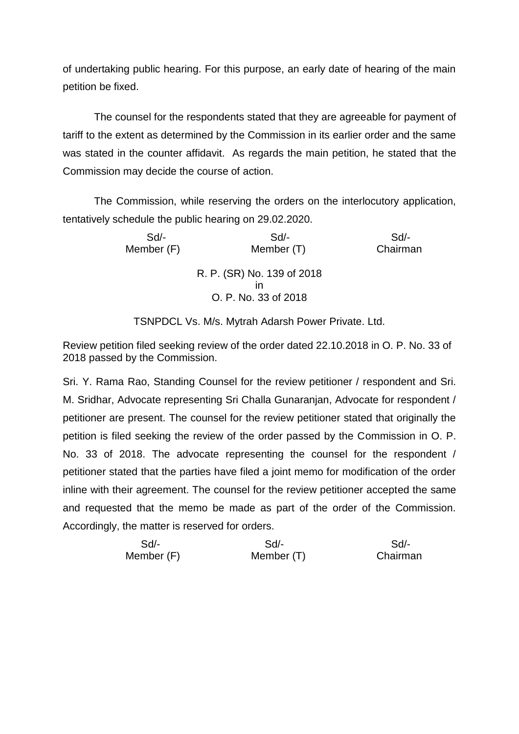of undertaking public hearing. For this purpose, an early date of hearing of the main petition be fixed.

The counsel for the respondents stated that they are agreeable for payment of tariff to the extent as determined by the Commission in its earlier order and the same was stated in the counter affidavit. As regards the main petition, he stated that the Commission may decide the course of action.

The Commission, while reserving the orders on the interlocutory application, tentatively schedule the public hearing on 29.02.2020.

| Sd/- | Sd/- | Sd/- |
|---|---|---|
| Member (F) | Member (T) | Chairman |

R. P. (SR) No. 139 of 2018
in
O. P. No. 33 of 2018

TSNPDCL Vs. M/s. Mytrah Adarsh Power Private. Ltd.

Review petition filed seeking review of the order dated 22.10.2018 in O. P. No. 33 of 2018 passed by the Commission.

Sri. Y. Rama Rao, Standing Counsel for the review petitioner / respondent and Sri. M. Sridhar, Advocate representing Sri Challa Gunaranjan, Advocate for respondent / petitioner are present. The counsel for the review petitioner stated that originally the petition is filed seeking the review of the order passed by the Commission in O. P. No. 33 of 2018. The advocate representing the counsel for the respondent / petitioner stated that the parties have filed a joint memo for modification of the order inline with their agreement. The counsel for the review petitioner accepted the same and requested that the memo be made as part of the order of the Commission. Accordingly, the matter is reserved for orders.

| Sd/- | Sd/- | Sd/- |
|---|---|---|
| Member (F) | Member (T) | Chairman |